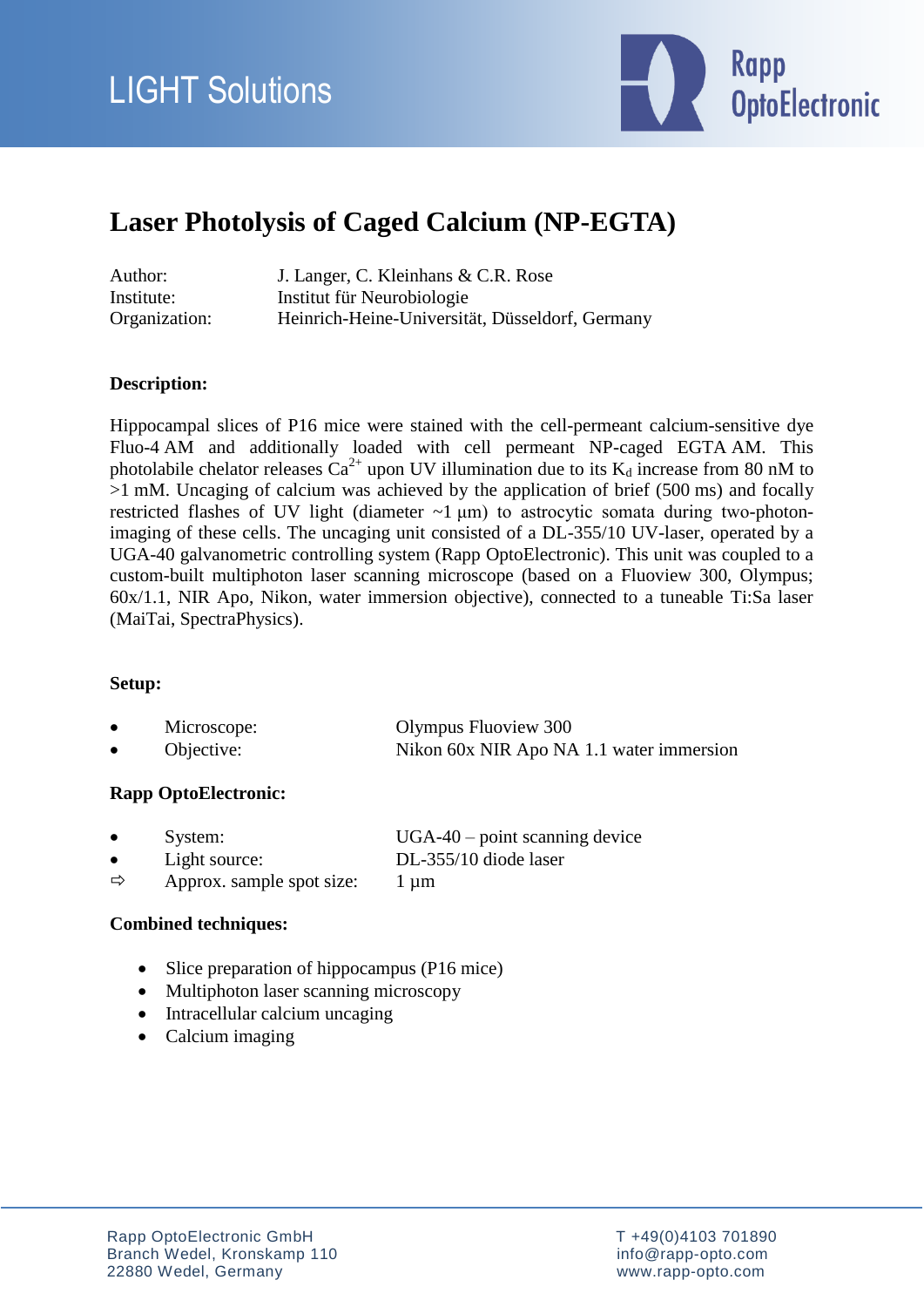LIGHT Solutions

Rapp OptoElectronic

# Laser Photolysis of Caged Calcium (NP-EGTA)

Author: J. Langer, C. Kleinhans & C.R. Rose
Institute: Institut für Neurobiologie
Organization: Heinrich-Heine-Universität, Düsseldorf, Germany

**Description:**

Hippocampal slices of P16 mice were stained with the cell-permeant calcium-sensitive dye Fluo-4 AM and additionally loaded with cell permeant NP-caged EGTA AM. This photolabile chelator releases $Ca^{2+}$ upon UV illumination due to its $K_d$ increase from 80 nM to >1 mM. Uncaging of calcium was achieved by the application of brief (500 ms) and focally restricted flashes of UV light (diameter ~1 µm) to astrocytic somata during two-photon-imaging of these cells. The uncaging unit consisted of a DL-355/10 UV-laser, operated by a UGA-40 galvanometric controlling system (Rapp OptoElectronic). This unit was coupled to a custom-built multiphoton laser scanning microscope (based on a Fluoview 300, Olympus; 60x/1.1, NIR Apo, Nikon, water immersion objective), connected to a tuneable Ti:Sa laser (MaiTai, SpectraPhysics).

**Setup:**

- Microscope: Olympus Fluoview 300
- Objective: Nikon 60x NIR Apo NA 1.1 water immersion

**Rapp OptoElectronic:**

- System: UGA-40 – point scanning device
- Light source: DL-355/10 diode laser
- ⇨ Approx. sample spot size: 1 µm

**Combined techniques:**

- Slice preparation of hippocampus (P16 mice)
- Multiphoton laser scanning microscopy
- Intracellular calcium uncaging
- Calcium imaging

Rapp OptoElectronic GmbH
Branch Wedel, Kronskamp 110
22880 Wedel, Germany

T +49(0)4103 701890
info@rapp-opto.com
www.rapp-opto.com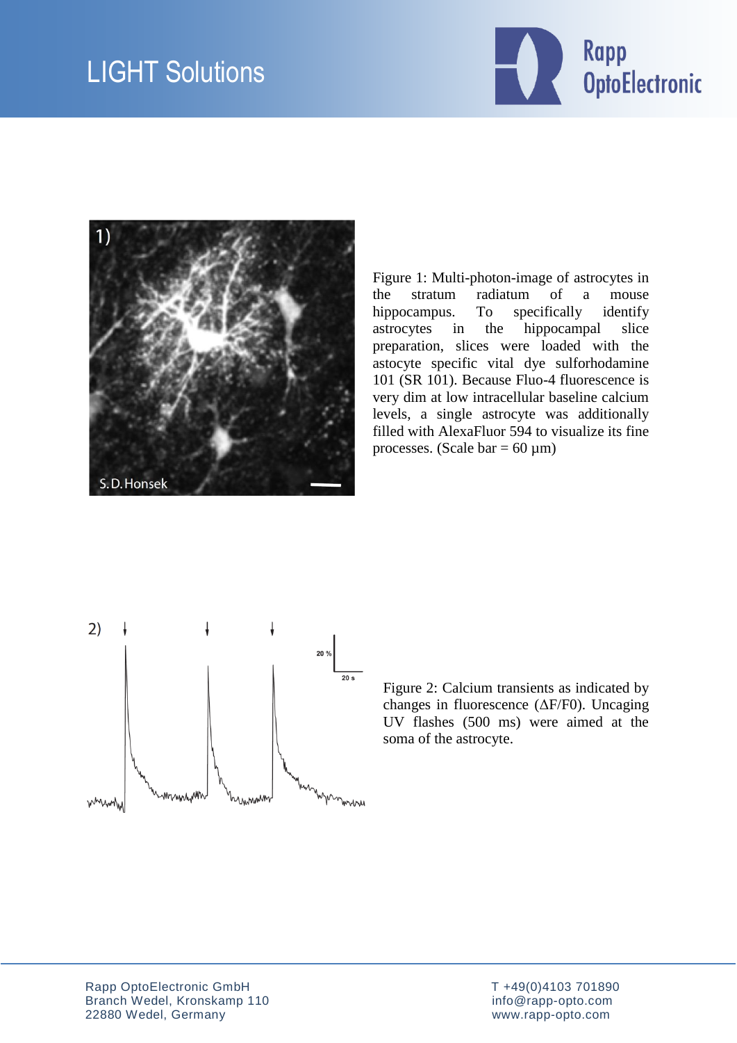1)

S. D. Honsek

Figure 1: Multi-photon-image of astrocytes in the stratum radiatum of a mouse hippocampus. To specifically identify astrocytes in the hippocampal slice preparation, slices were loaded with the astocyte specific vital dye sulforhodamine 101 (SR 101). Because Fluo-4 fluorescence is very dim at low intracellular baseline calcium levels, a single astrocyte was additionally filled with AlexaFluor 594 to visualize its fine processes. (Scale bar = 60 µm)

2)

20 %

20 s

Figure 2: Calcium transients as indicated by changes in fluorescence (ΔF/F0). Uncaging UV flashes (500 ms) were aimed at the soma of the astrocyte.